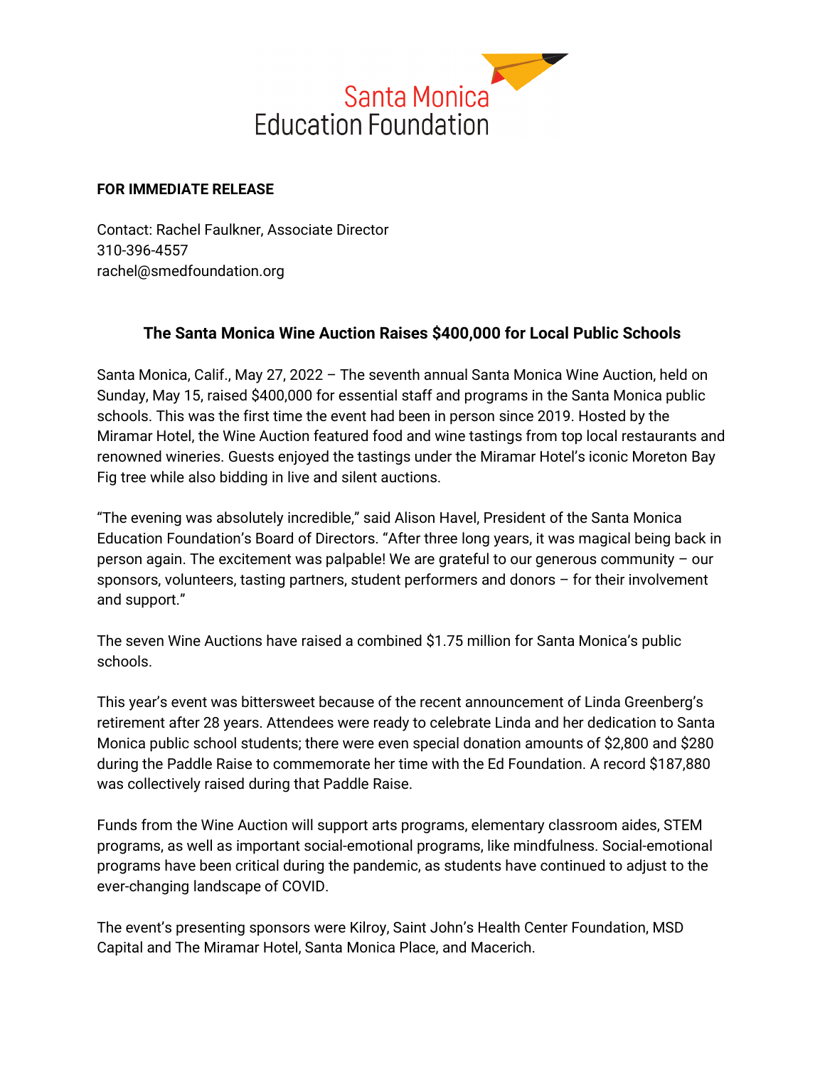Santa Monica
Education Foundation

**FOR IMMEDIATE RELEASE**

Contact: Rachel Faulkner, Associate Director
310-396-4557
rachel@smedfoundation.org

## The Santa Monica Wine Auction Raises $400,000 for Local Public Schools

Santa Monica, Calif., May 27, 2022 – The seventh annual Santa Monica Wine Auction, held on Sunday, May 15, raised $400,000 for essential staff and programs in the Santa Monica public schools. This was the first time the event had been in person since 2019. Hosted by the Miramar Hotel, the Wine Auction featured food and wine tastings from top local restaurants and renowned wineries. Guests enjoyed the tastings under the Miramar Hotel's iconic Moreton Bay Fig tree while also bidding in live and silent auctions.

"The evening was absolutely incredible," said Alison Havel, President of the Santa Monica Education Foundation's Board of Directors. "After three long years, it was magical being back in person again. The excitement was palpable! We are grateful to our generous community – our sponsors, volunteers, tasting partners, student performers and donors – for their involvement and support."

The seven Wine Auctions have raised a combined $1.75 million for Santa Monica's public schools.

This year's event was bittersweet because of the recent announcement of Linda Greenberg's retirement after 28 years. Attendees were ready to celebrate Linda and her dedication to Santa Monica public school students; there were even special donation amounts of $2,800 and $280 during the Paddle Raise to commemorate her time with the Ed Foundation. A record $187,880 was collectively raised during that Paddle Raise.

Funds from the Wine Auction will support arts programs, elementary classroom aides, STEM programs, as well as important social-emotional programs, like mindfulness. Social-emotional programs have been critical during the pandemic, as students have continued to adjust to the ever-changing landscape of COVID.

The event's presenting sponsors were Kilroy, Saint John's Health Center Foundation, MSD Capital and The Miramar Hotel, Santa Monica Place, and Macerich.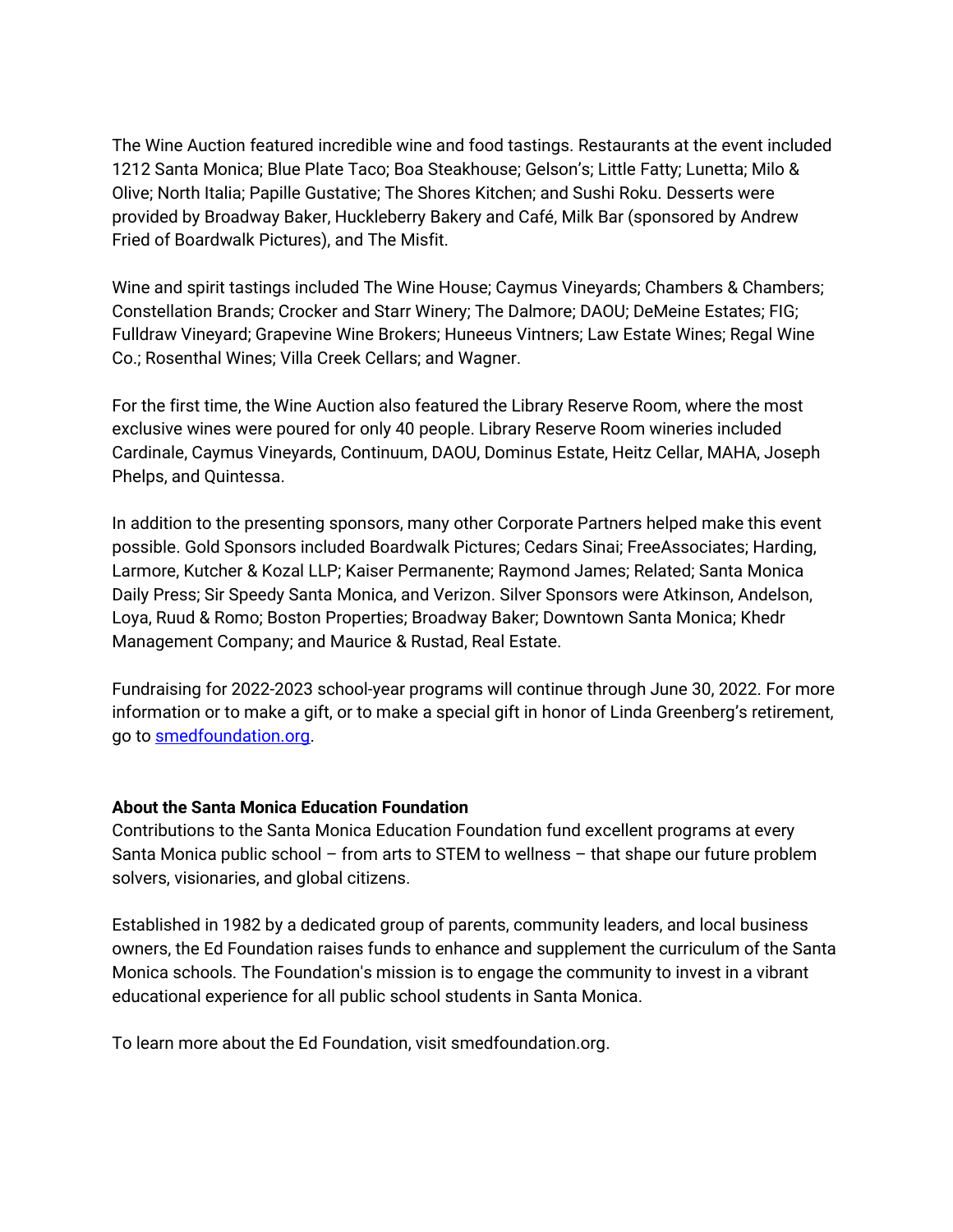The Wine Auction featured incredible wine and food tastings. Restaurants at the event included 1212 Santa Monica; Blue Plate Taco; Boa Steakhouse; Gelson's; Little Fatty; Lunetta; Milo & Olive; North Italia; Papille Gustative; The Shores Kitchen; and Sushi Roku. Desserts were provided by Broadway Baker, Huckleberry Bakery and Café, Milk Bar (sponsored by Andrew Fried of Boardwalk Pictures), and The Misfit.

Wine and spirit tastings included The Wine House; Caymus Vineyards; Chambers & Chambers; Constellation Brands; Crocker and Starr Winery; The Dalmore; DAOU; DeMeine Estates; FIG; Fulldraw Vineyard; Grapevine Wine Brokers; Huneeus Vintners; Law Estate Wines; Regal Wine Co.; Rosenthal Wines; Villa Creek Cellars; and Wagner.

For the first time, the Wine Auction also featured the Library Reserve Room, where the most exclusive wines were poured for only 40 people. Library Reserve Room wineries included Cardinale, Caymus Vineyards, Continuum, DAOU, Dominus Estate, Heitz Cellar, MAHA, Joseph Phelps, and Quintessa.

In addition to the presenting sponsors, many other Corporate Partners helped make this event possible. Gold Sponsors included Boardwalk Pictures; Cedars Sinai; FreeAssociates; Harding, Larmore, Kutcher & Kozal LLP; Kaiser Permanente; Raymond James; Related; Santa Monica Daily Press; Sir Speedy Santa Monica, and Verizon. Silver Sponsors were Atkinson, Andelson, Loya, Ruud & Romo; Boston Properties; Broadway Baker; Downtown Santa Monica; Khedr Management Company; and Maurice & Rustad, Real Estate.

Fundraising for 2022-2023 school-year programs will continue through June 30, 2022. For more information or to make a gift, or to make a special gift in honor of Linda Greenberg's retirement, go to [smedfoundation.org](smedfoundation.org).

**About the Santa Monica Education Foundation**

Contributions to the Santa Monica Education Foundation fund excellent programs at every Santa Monica public school – from arts to STEM to wellness – that shape our future problem solvers, visionaries, and global citizens.

Established in 1982 by a dedicated group of parents, community leaders, and local business owners, the Ed Foundation raises funds to enhance and supplement the curriculum of the Santa Monica schools. The Foundation's mission is to engage the community to invest in a vibrant educational experience for all public school students in Santa Monica.

To learn more about the Ed Foundation, visit smedfoundation.org.